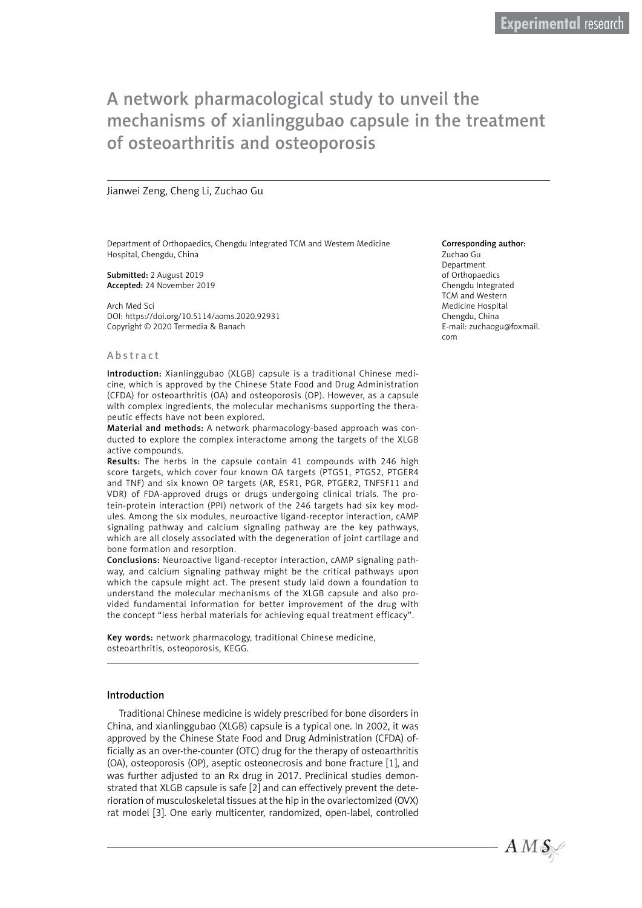Experimental research

# A network pharmacological study to unveil the mechanisms of xianlinggubao capsule in the treatment of osteoarthritis and osteoporosis

Jianwei Zeng, Cheng Li, Zuchao Gu

Department of Orthopaedics, Chengdu Integrated TCM and Western Medicine Hospital, Chengdu, China

**Submitted:** 2 August 2019
**Accepted:** 24 November 2019

Arch Med Sci
DOI: https://doi.org/10.5114/aoms.2020.92931
Copyright © 2020 Termedia & Banach

**Corresponding author:**
Zuchao Gu
Department of Orthopaedics
Chengdu Integrated TCM and Western Medicine Hospital
Chengdu, China
E-mail: zuchaogu@foxmail.com

## Abstract

**Introduction:** Xianlinggubao (XLGB) capsule is a traditional Chinese medicine, which is approved by the Chinese State Food and Drug Administration (CFDA) for osteoarthritis (OA) and osteoporosis (OP). However, as a capsule with complex ingredients, the molecular mechanisms supporting the therapeutic effects have not been explored.

**Material and methods:** A network pharmacology-based approach was conducted to explore the complex interactome among the targets of the XLGB active compounds.

**Results:** The herbs in the capsule contain 41 compounds with 246 high score targets, which cover four known OA targets (PTGS1, PTGS2, PTGER4 and TNF) and six known OP targets (AR, ESR1, PGR, PTGER2, TNFSF11 and VDR) of FDA-approved drugs or drugs undergoing clinical trials. The protein-protein interaction (PPI) network of the 246 targets had six key modules. Among the six modules, neuroactive ligand-receptor interaction, cAMP signaling pathway and calcium signaling pathway are the key pathways, which are all closely associated with the degeneration of joint cartilage and bone formation and resorption.

**Conclusions:** Neuroactive ligand-receptor interaction, cAMP signaling pathway, and calcium signaling pathway might be the critical pathways upon which the capsule might act. The present study laid down a foundation to understand the molecular mechanisms of the XLGB capsule and also provided fundamental information for better improvement of the drug with the concept "less herbal materials for achieving equal treatment efficacy".

**Key words:** network pharmacology, traditional Chinese medicine, osteoarthritis, osteoporosis, KEGG.

## Introduction

Traditional Chinese medicine is widely prescribed for bone disorders in China, and xianlinggubao (XLGB) capsule is a typical one. In 2002, it was approved by the Chinese State Food and Drug Administration (CFDA) officially as an over-the-counter (OTC) drug for the therapy of osteoarthritis (OA), osteoporosis (OP), aseptic osteonecrosis and bone fracture [1], and was further adjusted to an Rx drug in 2017. Preclinical studies demonstrated that XLGB capsule is safe [2] and can effectively prevent the deterioration of musculoskeletal tissues at the hip in the ovariectomized (OVX) rat model [3]. One early multicenter, randomized, open-label, controlled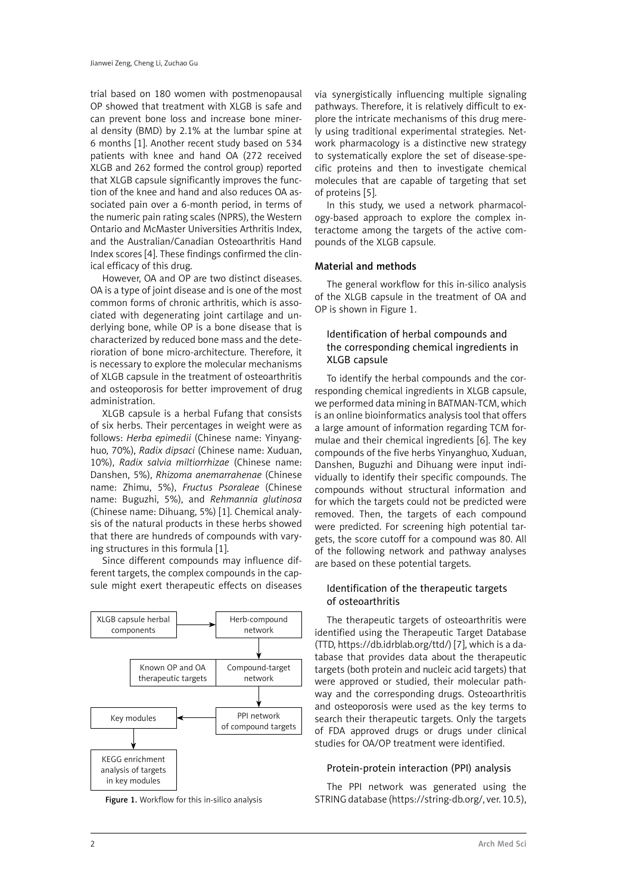trial based on 180 women with postmenopausal OP showed that treatment with XLGB is safe and can prevent bone loss and increase bone mineral density (BMD) by 2.1% at the lumbar spine at 6 months [1]. Another recent study based on 534 patients with knee and hand OA (272 received XLGB and 262 formed the control group) reported that XLGB capsule significantly improves the function of the knee and hand and also reduces OA associated pain over a 6-month period, in terms of the numeric pain rating scales (NPRS), the Western Ontario and McMaster Universities Arthritis Index, and the Australian/Canadian Osteoarthritis Hand Index scores [4]. These findings confirmed the clinical efficacy of this drug.

However, OA and OP are two distinct diseases. OA is a type of joint disease and is one of the most common forms of chronic arthritis, which is associated with degenerating joint cartilage and underlying bone, while OP is a bone disease that is characterized by reduced bone mass and the deterioration of bone micro-architecture. Therefore, it is necessary to explore the molecular mechanisms of XLGB capsule in the treatment of osteoarthritis and osteoporosis for better improvement of drug administration.

XLGB capsule is a herbal Fufang that consists of six herbs. Their percentages in weight were as follows: *Herba epimedii* (Chinese name: Yinyanghuo, 70%), *Radix dipsaci* (Chinese name: Xuduan, 10%), *Radix salvia miltiorrhizae* (Chinese name: Danshen, 5%), *Rhizoma anemarrahenae* (Chinese name: Zhimu, 5%), *Fructus Psoraleae* (Chinese name: Buguzhi, 5%), and *Rehmannia glutinosa* (Chinese name: Dihuang, 5%) [1]. Chemical analysis of the natural products in these herbs showed that there are hundreds of compounds with varying structures in this formula [1].

Since different compounds may influence different targets, the complex compounds in the capsule might exert therapeutic effects on diseases via synergistically influencing multiple signaling pathways. Therefore, it is relatively difficult to explore the intricate mechanisms of this drug merely using traditional experimental strategies. Network pharmacology is a distinctive new strategy to systematically explore the set of disease-specific proteins and then to investigate chemical molecules that are capable of targeting that set of proteins [5].

In this study, we used a network pharmacology-based approach to explore the complex interactome among the targets of the active compounds of the XLGB capsule.

Figure 1. Workflow for this in-silico analysis

## Material and methods

The general workflow for this in-silico analysis of the XLGB capsule in the treatment of OA and OP is shown in Figure 1.

### Identification of herbal compounds and the corresponding chemical ingredients in XLGB capsule

To identify the herbal compounds and the corresponding chemical ingredients in XLGB capsule, we performed data mining in BATMAN-TCM, which is an online bioinformatics analysis tool that offers a large amount of information regarding TCM formulae and their chemical ingredients [6]. The key compounds of the five herbs Yinyanghuo, Xuduan, Danshen, Buguzhi and Dihuang were input individually to identify their specific compounds. The compounds without structural information and for which the targets could not be predicted were removed. Then, the targets of each compound were predicted. For screening high potential targets, the score cutoff for a compound was 80. All of the following network and pathway analyses are based on these potential targets.

### Identification of the therapeutic targets of osteoarthritis

The therapeutic targets of osteoarthritis were identified using the Therapeutic Target Database (TTD, https://db.idrblab.org/ttd/) [7], which is a database that provides data about the therapeutic targets (both protein and nucleic acid targets) that were approved or studied, their molecular pathway and the corresponding drugs. Osteoarthritis and osteoporosis were used as the key terms to search their therapeutic targets. Only the targets of FDA approved drugs or drugs under clinical studies for OA/OP treatment were identified.

### Protein-protein interaction (PPI) analysis

The PPI network was generated using the STRING database (https://string-db.org/, ver. 10.5),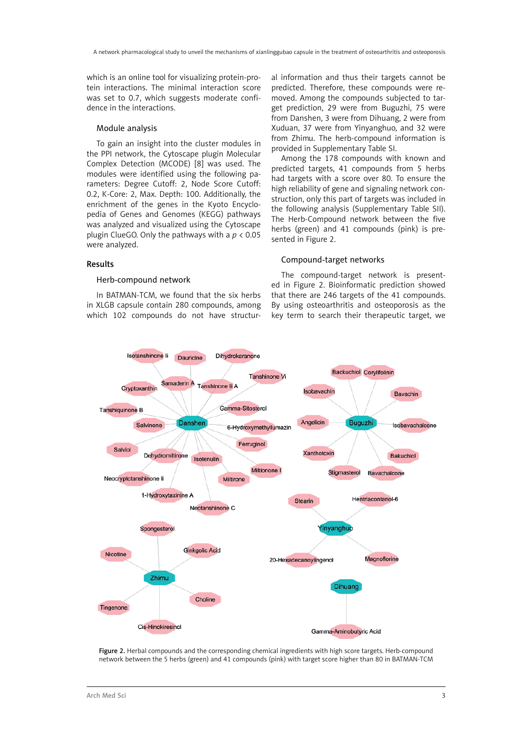which is an online tool for visualizing protein-protein interactions. The minimal interaction score was set to 0.7, which suggests moderate confidence in the interactions.

### Module analysis

To gain an insight into the cluster modules in the PPI network, the Cytoscape plugin Molecular Complex Detection (MCODE) [8] was used. The modules were identified using the following parameters: Degree Cutoff: 2, Node Score Cutoff: 0.2, K-Core: 2, Max. Depth: 100. Additionally, the enrichment of the genes in the Kyoto Encyclopedia of Genes and Genomes (KEGG) pathways was analyzed and visualized using the Cytoscape plugin ClueGO. Only the pathways with a $p < 0.05$ were analyzed.

## Results

### Herb-compound network

In BATMAN-TCM, we found that the six herbs in XLGB capsule contain 280 compounds, among which 102 compounds do not have structural information and thus their targets cannot be predicted. Therefore, these compounds were removed. Among the compounds subjected to target prediction, 29 were from Buguzhi, 75 were from Danshen, 3 were from Dihuang, 2 were from Xuduan, 37 were from Yinyanghuo, and 32 were from Zhimu. The herb-compound information is provided in Supplementary Table SI.

Among the 178 compounds with known and predicted targets, 41 compounds from 5 herbs had targets with a score over 80. To ensure the high reliability of gene and signaling network construction, only this part of targets was included in the following analysis (Supplementary Table SII). The Herb-Compound network between the five herbs (green) and 41 compounds (pink) is presented in Figure 2.

### Compound-target networks

The compound-target network is presented in Figure 2. Bioinformatic prediction showed that there are 246 targets of the 41 compounds. By using osteoarthritis and osteoporosis as the key term to search their therapeutic target, we

**Figure 2.** Herbal compounds and the corresponding chemical ingredients with high score targets. Herb-compound network between the 5 herbs (green) and 41 compounds (pink) with target score higher than 80 in BATMAN-TCM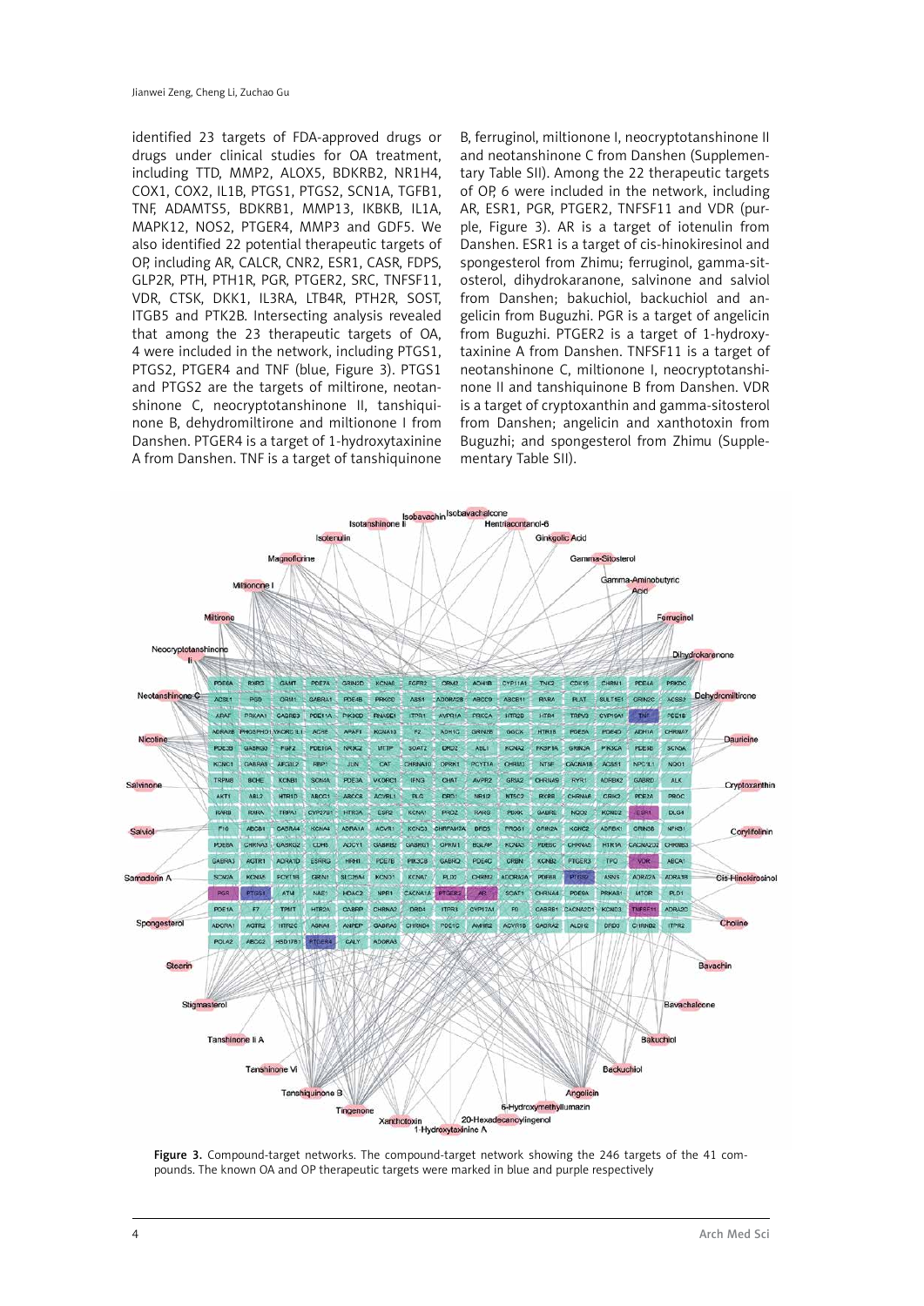identified 23 targets of FDA-approved drugs or drugs under clinical studies for OA treatment, including TTD, MMP2, ALOX5, BDKRB2, NR1H4, COX1, COX2, IL1B, PTGS1, PTGS2, SCN1A, TGFB1, TNF, ADAMTS5, BDKRB1, MMP13, IKBKB, IL1A, MAPK12, NOS2, PTGER4, MMP3 and GDF5. We also identified 22 potential therapeutic targets of OP, including AR, CALCR, CNR2, ESR1, CASR, FDPS, GLP2R, PTH, PTH1R, PGR, PTGER2, SRC, TNFSF11, VDR, CTSK, DKK1, IL3RA, LTB4R, PTH2R, SOST, ITGB5 and PTK2B. Intersecting analysis revealed that among the 23 therapeutic targets of OA, 4 were included in the network, including PTGS1, PTGS2, PTGER4 and TNF (blue, Figure 3). PTGS1 and PTGS2 are the targets of miltirone, neotanshinone C, neocryptotanshinone II, tanshiquinone B, dehydromiltirone and miltionone I from Danshen. PTGER4 is a target of 1-hydroxytaxinine A from Danshen. TNF is a target of tanshiquinone B, ferruginol, miltionone I, neocryptotanshinone II and neotanshinone C from Danshen (Supplementary Table SII). Among the 22 therapeutic targets of OP, 6 were included in the network, including AR, ESR1, PGR, PTGER2, TNFSF11 and VDR (purple, Figure 3). AR is a target of iotenulin from Danshen. ESR1 is a target of cis-hinokiresinol and spongesterol from Zhimu; ferruginol, gamma-sitosterol, dihydrokaranone, salvinone and salviol from Danshen; bakuchiol, backuchiol and angelicin from Buguzhi. PGR is a target of angelicin from Buguzhi. PTGER2 is a target of 1-hydroxytaxinine A from Danshen. TNFSF11 is a target of neotanshinone C, miltionone I, neocryptotanshinone II and tanshiquinone B from Danshen. VDR is a target of cryptoxanthin and gamma-sitosterol from Danshen; angelicin and xanthotoxin from Buguzhi; and spongesterol from Zhimu (Supplementary Table SII).

**Figure 3.** Compound-target networks. The compound-target network showing the 246 targets of the 41 compounds. The known OA and OP therapeutic targets were marked in blue and purple respectively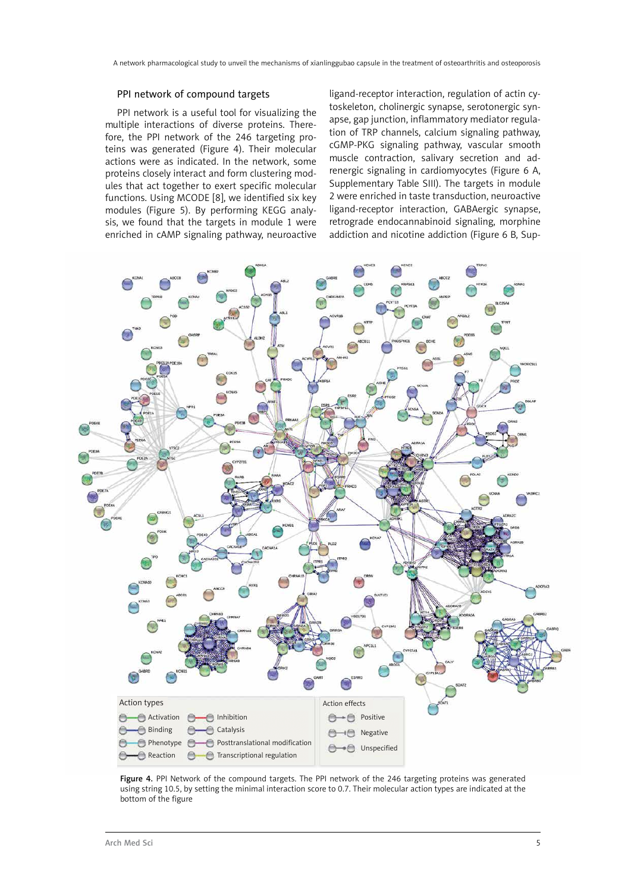### PPI network of compound targets

PPI network is a useful tool for visualizing the multiple interactions of diverse proteins. Therefore, the PPI network of the 246 targeting proteins was generated (Figure 4). Their molecular actions were as indicated. In the network, some proteins closely interact and form clustering modules that act together to exert specific molecular functions. Using MCODE [8], we identified six key modules (Figure 5). By performing KEGG analysis, we found that the targets in module 1 were enriched in cAMP signaling pathway, neuroactive ligand-receptor interaction, regulation of actin cytoskeleton, cholinergic synapse, serotonergic synapse, gap junction, inflammatory mediator regulation of TRP channels, calcium signaling pathway, cGMP-PKG signaling pathway, vascular smooth muscle contraction, salivary secretion and adrenergic signaling in cardiomyocytes (Figure 6 A, Supplementary Table SIII). The targets in module 2 were enriched in taste transduction, neuroactive ligand-receptor interaction, GABAergic synapse, retrograde endocannabinoid signaling, morphine addiction and nicotine addiction (Figure 6 B, Sup-

**Figure 4.** PPI Network of the compound targets. The PPI network of the 246 targeting proteins was generated using string 10.5, by setting the minimal interaction score to 0.7. Their molecular action types are indicated at the bottom of the figure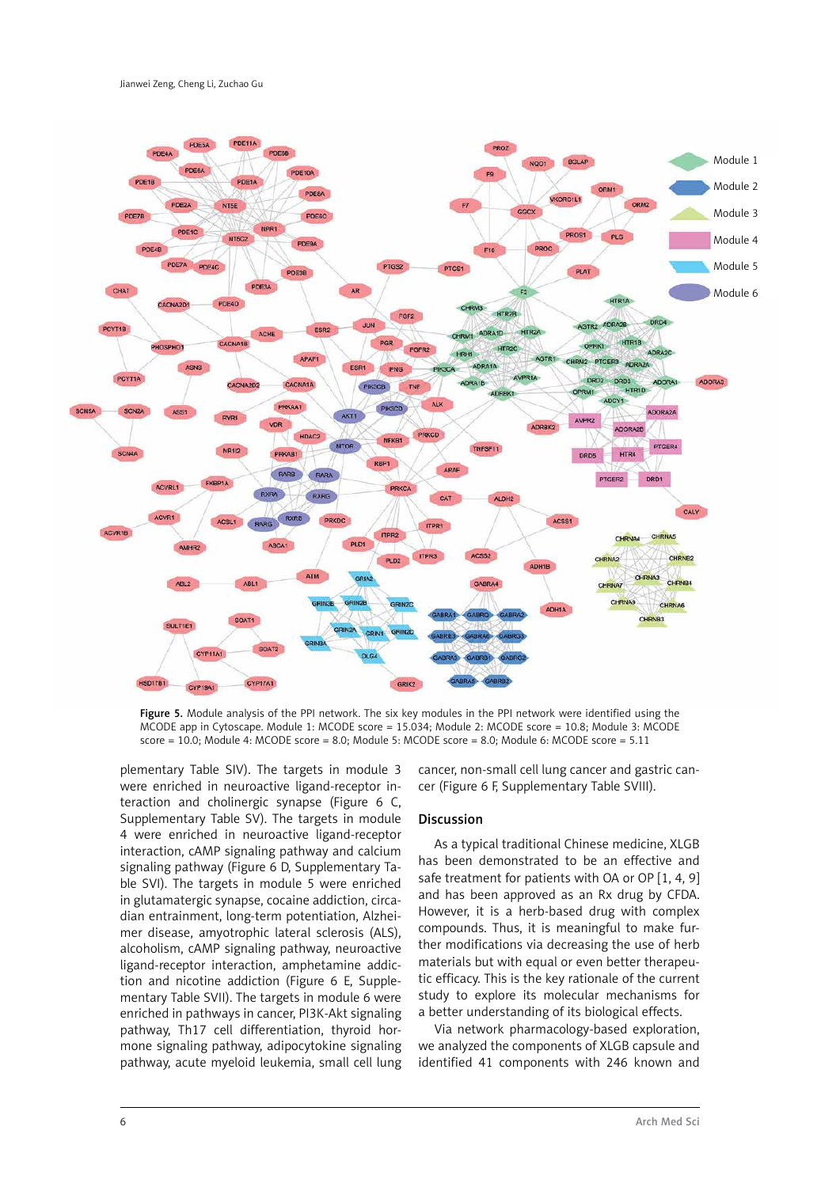Figure 5. Module analysis of the PPI network. The six key modules in the PPI network were identified using the MCODE app in Cytoscape. Module 1: MCODE score = 15.034; Module 2: MCODE score = 10.8; Module 3: MCODE score = 10.0; Module 4: MCODE score = 8.0; Module 5: MCODE score = 8.0; Module 6: MCODE score = 5.11

plementary Table SIV). The targets in module 3 were enriched in neuroactive ligand-receptor interaction and cholinergic synapse (Figure 6 C, Supplementary Table SV). The targets in module 4 were enriched in neuroactive ligand-receptor interaction, cAMP signaling pathway and calcium signaling pathway (Figure 6 D, Supplementary Table SVI). The targets in module 5 were enriched in glutamatergic synapse, cocaine addiction, circadian entrainment, long-term potentiation, Alzheimer disease, amyotrophic lateral sclerosis (ALS), alcoholism, cAMP signaling pathway, neuroactive ligand-receptor interaction, amphetamine addiction and nicotine addiction (Figure 6 E, Supplementary Table SVII). The targets in module 6 were enriched in pathways in cancer, PI3K-Akt signaling pathway, Th17 cell differentiation, thyroid hormone signaling pathway, adipocytokine signaling pathway, acute myeloid leukemia, small cell lung cancer, non-small cell lung cancer and gastric cancer (Figure 6 F, Supplementary Table SVIII).

## Discussion

As a typical traditional Chinese medicine, XLGB has been demonstrated to be an effective and safe treatment for patients with OA or OP [1, 4, 9] and has been approved as an Rx drug by CFDA. However, it is a herb-based drug with complex compounds. Thus, it is meaningful to make further modifications via decreasing the use of herb materials but with equal or even better therapeutic efficacy. This is the key rationale of the current study to explore its molecular mechanisms for a better understanding of its biological effects.

Via network pharmacology-based exploration, we analyzed the components of XLGB capsule and identified 41 components with 246 known and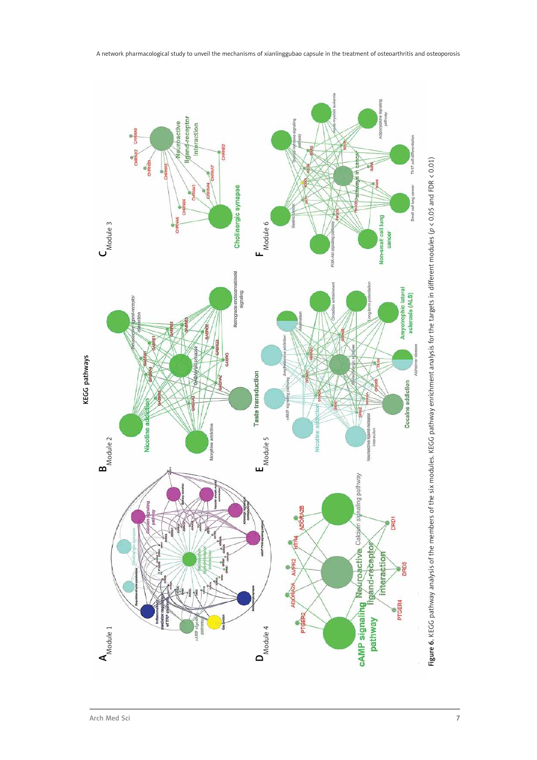Figure 6. KEGG pathway enrichment analysis of the members of the six modules. KEGG pathway enrichment analysis for the targets in different modules ($p < 0.05$ and FDR $< 0.01$)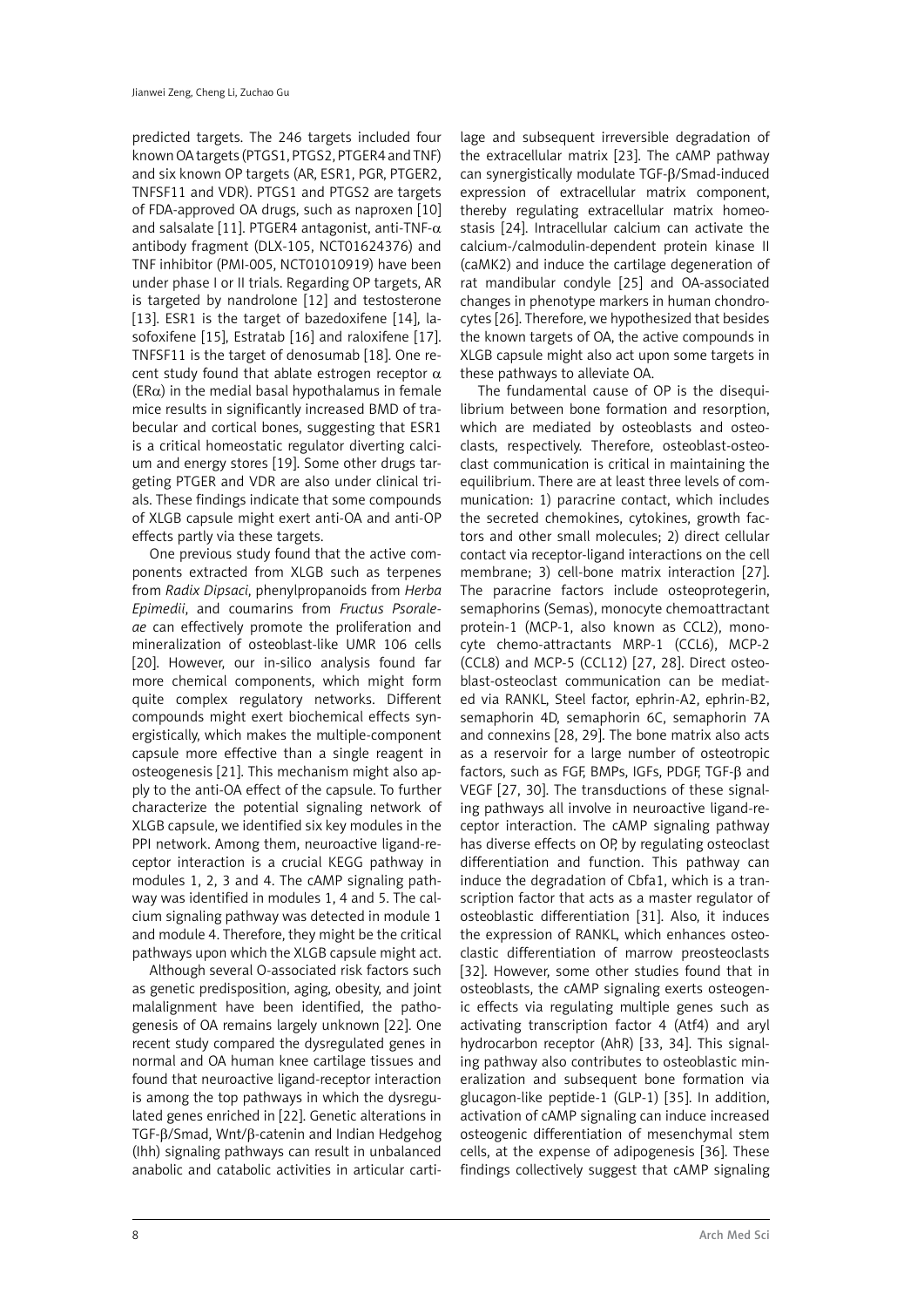predicted targets. The 246 targets included four known OA targets (PTGS1, PTGS2, PTGER4 and TNF) and six known OP targets (AR, ESR1, PGR, PTGER2, TNFSF11 and VDR). PTGS1 and PTGS2 are targets of FDA-approved OA drugs, such as naproxen [10] and salsalate [11]. PTGER4 antagonist, anti-TNF-α antibody fragment (DLX-105, NCT01624376) and TNF inhibitor (PMI-005, NCT01010919) have been under phase I or II trials. Regarding OP targets, AR is targeted by nandrolone [12] and testosterone [13]. ESR1 is the target of bazedoxifene [14], lasofoxifene [15], Estratab [16] and raloxifene [17]. TNFSF11 is the target of denosumab [18]. One recent study found that ablate estrogen receptor α (ERα) in the medial basal hypothalamus in female mice results in significantly increased BMD of trabecular and cortical bones, suggesting that ESR1 is a critical homeostatic regulator diverting calcium and energy stores [19]. Some other drugs targeting PTGER and VDR are also under clinical trials. These findings indicate that some compounds of XLGB capsule might exert anti-OA and anti-OP effects partly via these targets.

One previous study found that the active components extracted from XLGB such as terpenes from *Radix Dipsaci*, phenylpropanoids from *Herba Epimedii*, and coumarins from *Fructus Psoraleae* can effectively promote the proliferation and mineralization of osteoblast-like UMR 106 cells [20]. However, our in-silico analysis found far more chemical components, which might form quite complex regulatory networks. Different compounds might exert biochemical effects synergistically, which makes the multiple-component capsule more effective than a single reagent in osteogenesis [21]. This mechanism might also apply to the anti-OA effect of the capsule. To further characterize the potential signaling network of XLGB capsule, we identified six key modules in the PPI network. Among them, neuroactive ligand-receptor interaction is a crucial KEGG pathway in modules 1, 2, 3 and 4. The cAMP signaling pathway was identified in modules 1, 4 and 5. The calcium signaling pathway was detected in module 1 and module 4. Therefore, they might be the critical pathways upon which the XLGB capsule might act.

Although several O-associated risk factors such as genetic predisposition, aging, obesity, and joint malalignment have been identified, the pathogenesis of OA remains largely unknown [22]. One recent study compared the dysregulated genes in normal and OA human knee cartilage tissues and found that neuroactive ligand-receptor interaction is among the top pathways in which the dysregulated genes enriched in [22]. Genetic alterations in TGF-β/Smad, Wnt/β-catenin and Indian Hedgehog (Ihh) signaling pathways can result in unbalanced anabolic and catabolic activities in articular cartilage and subsequent irreversible degradation of the extracellular matrix [23]. The cAMP pathway can synergistically modulate TGF-β/Smad-induced expression of extracellular matrix component, thereby regulating extracellular matrix homeostasis [24]. Intracellular calcium can activate the calcium-/calmodulin-dependent protein kinase II (caMK2) and induce the cartilage degeneration of rat mandibular condyle [25] and OA-associated changes in phenotype markers in human chondrocytes [26]. Therefore, we hypothesized that besides the known targets of OA, the active compounds in XLGB capsule might also act upon some targets in these pathways to alleviate OA.

The fundamental cause of OP is the disequilibrium between bone formation and resorption, which are mediated by osteoblasts and osteoclasts, respectively. Therefore, osteoblast-osteoclast communication is critical in maintaining the equilibrium. There are at least three levels of communication: 1) paracrine contact, which includes the secreted chemokines, cytokines, growth factors and other small molecules; 2) direct cellular contact via receptor-ligand interactions on the cell membrane; 3) cell-bone matrix interaction [27]. The paracrine factors include osteoprotegerin, semaphorins (Semas), monocyte chemoattractant protein-1 (MCP-1, also known as CCL2), monocyte chemo-attractants MRP-1 (CCL6), MCP-2 (CCL8) and MCP-5 (CCL12) [27, 28]. Direct osteoblast-osteoclast communication can be mediated via RANKL, Steel factor, ephrin-A2, ephrin-B2, semaphorin 4D, semaphorin 6C, semaphorin 7A and connexins [28, 29]. The bone matrix also acts as a reservoir for a large number of osteotropic factors, such as FGF, BMPs, IGFs, PDGF, TGF-β and VEGF [27, 30]. The transductions of these signaling pathways all involve in neuroactive ligand-receptor interaction. The cAMP signaling pathway has diverse effects on OP, by regulating osteoclast differentiation and function. This pathway can induce the degradation of Cbfa1, which is a transcription factor that acts as a master regulator of osteoblastic differentiation [31]. Also, it induces the expression of RANKL, which enhances osteoclastic differentiation of marrow preosteoclasts [32]. However, some other studies found that in osteoblasts, the cAMP signaling exerts osteogenic effects via regulating multiple genes such as activating transcription factor 4 (Atf4) and aryl hydrocarbon receptor (AhR) [33, 34]. This signaling pathway also contributes to osteoblastic mineralization and subsequent bone formation via glucagon-like peptide-1 (GLP-1) [35]. In addition, activation of cAMP signaling can induce increased osteogenic differentiation of mesenchymal stem cells, at the expense of adipogenesis [36]. These findings collectively suggest that cAMP signaling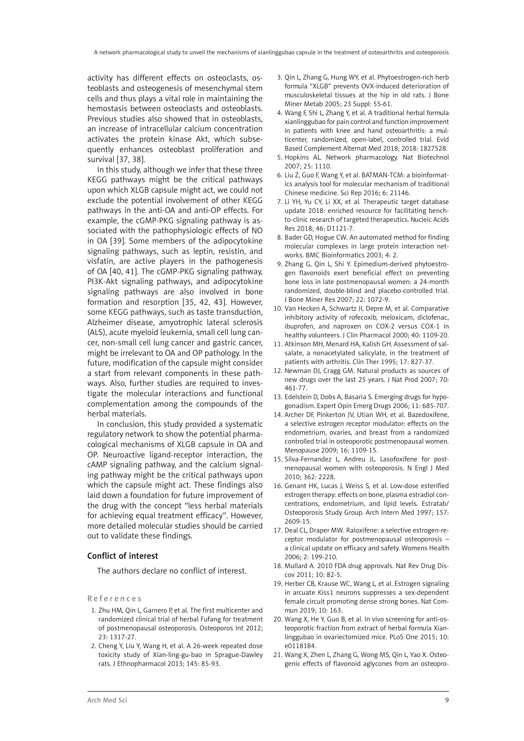activity has different effects on osteoclasts, osteoblasts and osteogenesis of mesenchymal stem cells and thus plays a vital role in maintaining the hemostasis between osteoclasts and osteoblasts. Previous studies also showed that in osteoblasts, an increase of intracellular calcium concentration activates the protein kinase Akt, which subsequently enhances osteoblast proliferation and survival [37, 38].

In this study, although we infer that these three KEGG pathways might be the critical pathways upon which XLGB capsule might act, we could not exclude the potential involvement of other KEGG pathways in the anti-OA and anti-OP effects. For example, the cGMP-PKG signaling pathway is associated with the pathophysiologic effects of NO in OA [39]. Some members of the adipocytokine signaling pathways, such as leptin, resistin, and visfatin, are active players in the pathogenesis of OA [40, 41]. The cGMP-PKG signaling pathway, PI3K-Akt signaling pathways, and adipocytokine signaling pathways are also involved in bone formation and resorption [35, 42, 43]. However, some KEGG pathways, such as taste transduction, Alzheimer disease, amyotrophic lateral sclerosis (ALS), acute myeloid leukemia, small cell lung cancer, non-small cell lung cancer and gastric cancer, might be irrelevant to OA and OP pathology. In the future, modification of the capsule might consider a start from relevant components in these pathways. Also, further studies are required to investigate the molecular interactions and functional complementation among the compounds of the herbal materials.

In conclusion, this study provided a systematic regulatory network to show the potential pharmacological mechanisms of XLGB capsule in OA and OP. Neuroactive ligand-receptor interaction, the cAMP signaling pathway, and the calcium signaling pathway might be the critical pathways upon which the capsule might act. These findings also laid down a foundation for future improvement of the drug with the concept "less herbal materials for achieving equal treatment efficacy". However, more detailed molecular studies should be carried out to validate these findings.

## Conflict of interest

The authors declare no conflict of interest.

## References

1. Zhu HM, Qin L, Garnero P, et al. The first multicenter and randomized clinical trial of herbal Fufang for treatment of postmenopausal osteoporosis. Osteoporos Int 2012; 23: 1317-27.
2. Cheng Y, Liu Y, Wang H, et al. A 26-week repeated dose toxicity study of Xian-ling-gu-bao in Sprague-Dawley rats. J Ethnopharmacol 2013; 145: 85-93.
3. Qin L, Zhang G, Hung WY, et al. Phytoestrogen-rich herb formula "XLGB" prevents OVX-induced deterioration of musculoskeletal tissues at the hip in old rats. J Bone Miner Metab 2005; 23 Suppl: 55-61.
4. Wang F, Shi L, Zhang Y, et al. A traditional herbal formula xianlinggubao for pain control and function improvement in patients with knee and hand osteoarthritis: a multicenter, randomized, open-label, controlled trial. Evid Based Complement Alternat Med 2018; 2018: 1827528.
5. Hopkins AL. Network pharmacology. Nat Biotechnol 2007; 25: 1110.
6. Liu Z, Guo F, Wang Y, et al. BATMAN-TCM: a bioinformatics analysis tool for molecular mechanism of traditional Chinese medicine. Sci Rep 2016; 6: 21146.
7. Li YH, Yu CY, Li XX, et al. Therapeutic target database update 2018: enriched resource for facilitating bench-to-clinic research of targeted therapeutics. Nucleic Acids Res 2018; 46: D1121-7.
8. Bader GD, Hogue CW. An automated method for finding molecular complexes in large protein interaction networks. BMC Bioinformatics 2003; 4: 2.
9. Zhang G, Qin L, Shi Y. Epimedium-derived phytoestrogen flavonoids exert beneficial effect on preventing bone loss in late postmenopausal women: a 24-month randomized, double-blind and placebo-controlled trial. J Bone Miner Res 2007; 22: 1072-9.
10. Van Hecken A, Schwartz JI, Depre M, et al. Comparative inhibitory activity of rofecoxib, meloxicam, diclofenac, ibuprofen, and naproxen on COX-2 versus COX-1 in healthy volunteers. J Clin Pharmacol 2000; 40: 1109-20.
11. Atkinson MH, Menard HA, Kalish GH. Assessment of salsalate, a nonacetylated salicylate, in the treatment of patients with arthritis. Clin Ther 1995; 17: 827-37.
12. Newman DJ, Cragg GM. Natural products as sources of new drugs over the last 25 years. J Nat Prod 2007; 70: 461-77.
13. Edelstein D, Dobs A, Basaria S. Emerging drugs for hypogonadism. Expert Opin Emerg Drugs 2006; 11: 685-707.
14. Archer DF, Pinkerton JV, Utian WH, et al. Bazedoxifene, a selective estrogen receptor modulator: effects on the endometrium, ovaries, and breast from a randomized controlled trial in osteoporotic postmenopausal women. Menopause 2009; 16: 1109-15.
15. Silva-Fernandez L, Andreu JL. Lasofoxifene for postmenopausal women with osteoporosis. N Engl J Med 2010; 362: 2228.
16. Genant HK, Lucas J, Weiss S, et al. Low-dose esterified estrogen therapy: effects on bone, plasma estradiol concentrations, endometrium, and lipid levels. Estratab/Osteoporosis Study Group. Arch Intern Med 1997; 157: 2609-15.
17. Deal CL, Draper MW. Raloxifene: a selective estrogen-receptor modulator for postmenopausal osteoporosis – a clinical update on efficacy and safety. Womens Health 2006; 2: 199-210.
18. Mullard A. 2010 FDA drug approvals. Nat Rev Drug Discov 2011; 10: 82-5.
19. Herber CB, Krause WC, Wang L, et al. Estrogen signaling in arcuate Kiss1 neurons suppresses a sex-dependent female circuit promoting dense strong bones. Nat Commun 2019; 10: 163.
20. Wang X, He Y, Guo B, et al. In vivo screening for anti-osteoporotic fraction from extract of herbal formula Xianlinggubao in ovariectomized mice. PLoS One 2015; 10: e0118184.
21. Wang X, Zhen L, Zhang G, Wong MS, Qin L, Yao X. Osteogenic effects of flavonoid aglycones from an osteopro-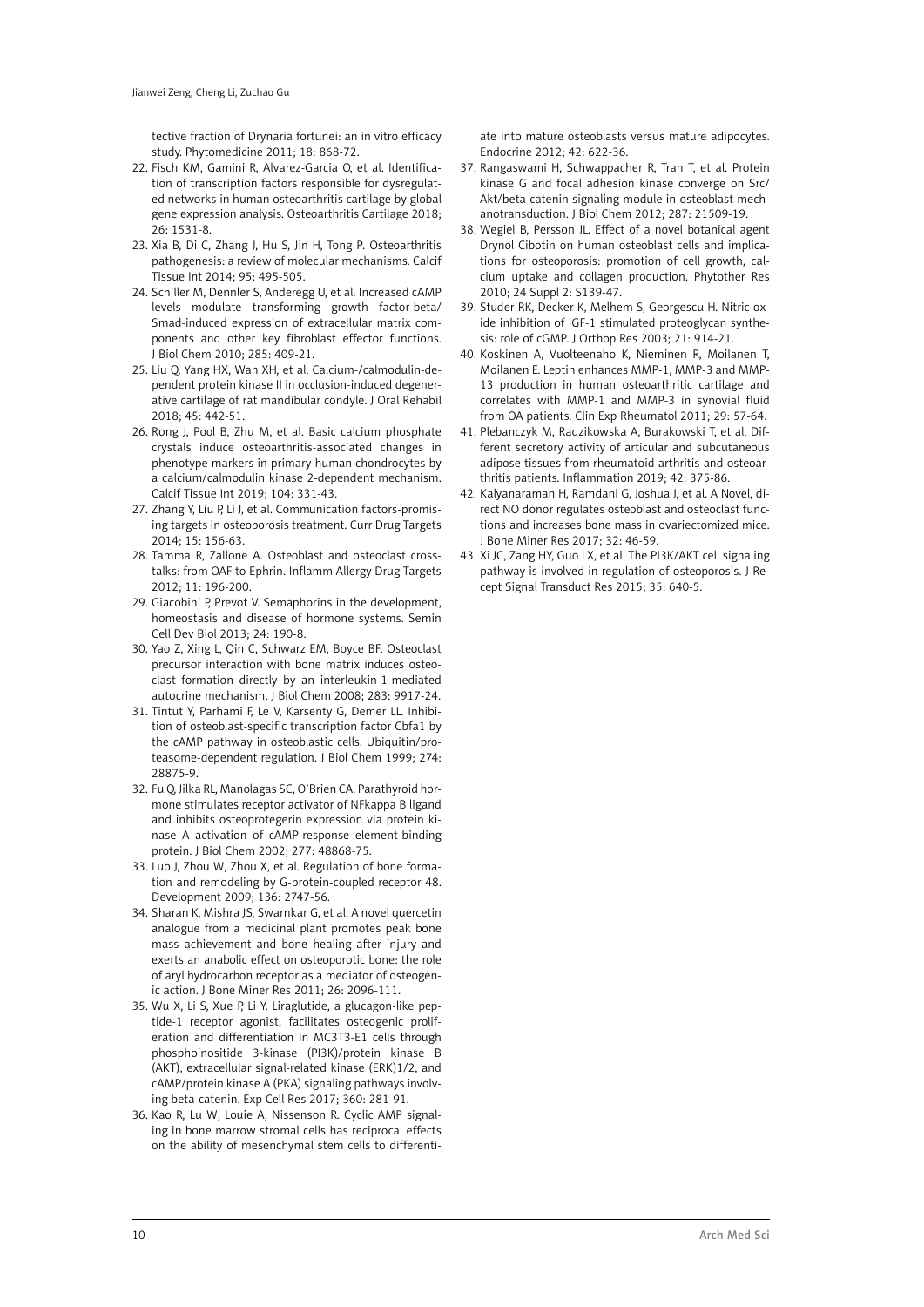tective fraction of Drynaria fortunei: an in vitro efficacy study. Phytomedicine 2011; 18: 868-72.

22. Fisch KM, Gamini R, Alvarez-Garcia O, et al. Identification of transcription factors responsible for dysregulated networks in human osteoarthritis cartilage by global gene expression analysis. Osteoarthritis Cartilage 2018; 26: 1531-8.
23. Xia B, Di C, Zhang J, Hu S, Jin H, Tong P. Osteoarthritis pathogenesis: a review of molecular mechanisms. Calcif Tissue Int 2014; 95: 495-505.
24. Schiller M, Dennler S, Anderegg U, et al. Increased cAMP levels modulate transforming growth factor-beta/Smad-induced expression of extracellular matrix components and other key fibroblast effector functions. J Biol Chem 2010; 285: 409-21.
25. Liu Q, Yang HX, Wan XH, et al. Calcium-/calmodulin-dependent protein kinase II in occlusion-induced degenerative cartilage of rat mandibular condyle. J Oral Rehabil 2018; 45: 442-51.
26. Rong J, Pool B, Zhu M, et al. Basic calcium phosphate crystals induce osteoarthritis-associated changes in phenotype markers in primary human chondrocytes by a calcium/calmodulin kinase 2-dependent mechanism. Calcif Tissue Int 2019; 104: 331-43.
27. Zhang Y, Liu P, Li J, et al. Communication factors-promising targets in osteoporosis treatment. Curr Drug Targets 2014; 15: 156-63.
28. Tamma R, Zallone A. Osteoblast and osteoclast crosstalks: from OAF to Ephrin. Inflamm Allergy Drug Targets 2012; 11: 196-200.
29. Giacobini P, Prevot V. Semaphorins in the development, homeostasis and disease of hormone systems. Semin Cell Dev Biol 2013; 24: 190-8.
30. Yao Z, Xing L, Qin C, Schwarz EM, Boyce BF. Osteoclast precursor interaction with bone matrix induces osteoclast formation directly by an interleukin-1-mediated autocrine mechanism. J Biol Chem 2008; 283: 9917-24.
31. Tintut Y, Parhami F, Le V, Karsenty G, Demer LL. Inhibition of osteoblast-specific transcription factor Cbfa1 by the cAMP pathway in osteoblastic cells. Ubiquitin/proteasome-dependent regulation. J Biol Chem 1999; 274: 28875-9.
32. Fu Q, Jilka RL, Manolagas SC, O'Brien CA. Parathyroid hormone stimulates receptor activator of NFkappa B ligand and inhibits osteoprotegerin expression via protein kinase A activation of cAMP-response element-binding protein. J Biol Chem 2002; 277: 48868-75.
33. Luo J, Zhou W, Zhou X, et al. Regulation of bone formation and remodeling by G-protein-coupled receptor 48. Development 2009; 136: 2747-56.
34. Sharan K, Mishra JS, Swarnkar G, et al. A novel quercetin analogue from a medicinal plant promotes peak bone mass achievement and bone healing after injury and exerts an anabolic effect on osteoporotic bone: the role of aryl hydrocarbon receptor as a mediator of osteogenic action. J Bone Miner Res 2011; 26: 2096-111.
35. Wu X, Li S, Xue P, Li Y. Liraglutide, a glucagon-like peptide-1 receptor agonist, facilitates osteogenic proliferation and differentiation in MC3T3-E1 cells through phosphoinositide 3-kinase (PI3K)/protein kinase B (AKT), extracellular signal-related kinase (ERK)1/2, and cAMP/protein kinase A (PKA) signaling pathways involving beta-catenin. Exp Cell Res 2017; 360: 281-91.
36. Kao R, Lu W, Louie A, Nissenson R. Cyclic AMP signaling in bone marrow stromal cells has reciprocal effects on the ability of mesenchymal stem cells to differentiate into mature osteoblasts versus mature adipocytes. Endocrine 2012; 42: 622-36.
37. Rangaswami H, Schwappacher R, Tran T, et al. Protein kinase G and focal adhesion kinase converge on Src/Akt/beta-catenin signaling module in osteoblast mechanotransduction. J Biol Chem 2012; 287: 21509-19.
38. Wegiel B, Persson JL. Effect of a novel botanical agent Drynol Cibotin on human osteoblast cells and implications for osteoporosis: promotion of cell growth, calcium uptake and collagen production. Phytother Res 2010; 24 Suppl 2: S139-47.
39. Studer RK, Decker K, Melhem S, Georgescu H. Nitric oxide inhibition of IGF-1 stimulated proteoglycan synthesis: role of cGMP. J Orthop Res 2003; 21: 914-21.
40. Koskinen A, Vuolteenaho K, Nieminen R, Moilanen T, Moilanen E. Leptin enhances MMP-1, MMP-3 and MMP-13 production in human osteoarthritic cartilage and correlates with MMP-1 and MMP-3 in synovial fluid from OA patients. Clin Exp Rheumatol 2011; 29: 57-64.
41. Plebanczyk M, Radzikowska A, Burakowski T, et al. Different secretory activity of articular and subcutaneous adipose tissues from rheumatoid arthritis and osteoarthritis patients. Inflammation 2019; 42: 375-86.
42. Kalyanaraman H, Ramdani G, Joshua J, et al. A Novel, direct NO donor regulates osteoblast and osteoclast functions and increases bone mass in ovariectomized mice. J Bone Miner Res 2017; 32: 46-59.
43. Xi JC, Zang HY, Guo LX, et al. The PI3K/AKT cell signaling pathway is involved in regulation of osteoporosis. J Recept Signal Transduct Res 2015; 35: 640-5.